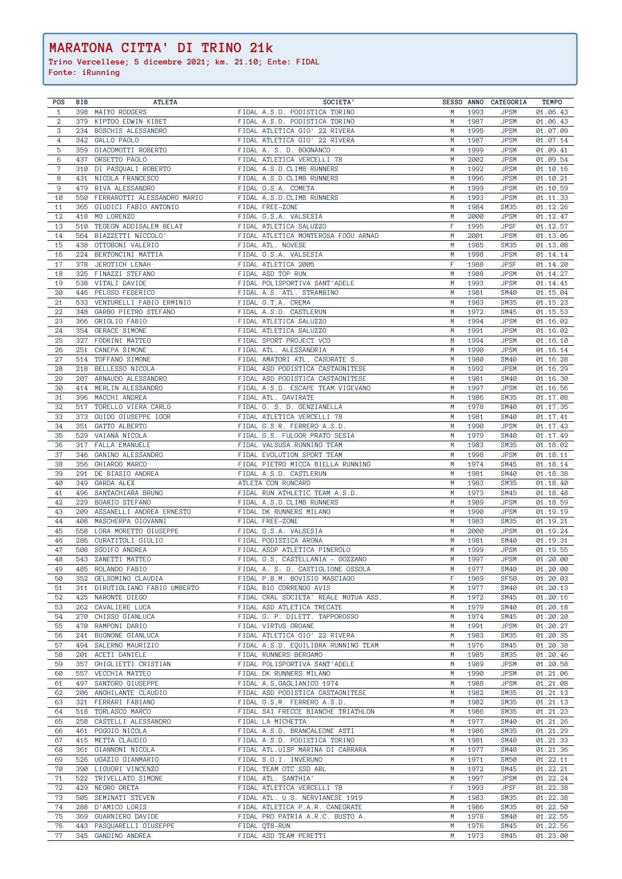# MARATONA CITTA' DI TRINO 21k

**Trino Vercellese; 5 dicembre 2021; km. 21.10; Ente: FIDAL**
**Fonte: iRunning**

| POS | BIB | ATLETA | SOCIETA' | SESSO | ANNO | CATEGORIA | TEMPO |
|---|---|---|---|---|---|---|---|
| 1 | 398 | MAIYO RODGERS | FIDAL A.S.D. PODISTICA TORINO | M | 1993 | JPSM | 01.06.43 |
| 2 | 379 | KIPTOO EDWIN KIBET | FIDAL A.S.D. PODISTICA TORINO | M | 1987 | JPSM | 01.06.43 |
| 3 | 234 | BOSCHIS ALESSANDRO | FIDAL ATLETICA GIO' 22 RIVERA | M | 1995 | JPSM | 01.07.09 |
| 4 | 342 | GALLO PAOLO | FIDAL ATLETICA GIO' 22 RIVERA | M | 1987 | JPSM | 01.07.14 |
| 5 | 359 | GIACOMOTTI ROBERTO | FIDAL A. S. D. BOGNANCO | M | 1999 | JPSM | 01.09.41 |
| 6 | 437 | ORSETTO PAOLO | FIDAL ATLETICA VERCELLI 78 | M | 2002 | JPSM | 01.09.54 |
| 7 | 310 | DI PASQUALI ROBERTO | FIDAL A.S.D.CLIMB RUNNERS | M | 1992 | JPSM | 01.10.16 |
| 8 | 431 | NICOLA FRANCESCO | FIDAL A.S.D.CLIMB RUNNERS | M | 1996 | JPSM | 01.10.21 |
| 9 | 479 | RIVA ALESSANDRO | FIDAL G.S.A. COMETA | M | 1999 | JPSM | 01.10.59 |
| 10 | 550 | FERRAROTTI ALESSANDRO MARIO | FIDAL A.S.D.CLIMB RUNNERS | M | 1993 | JPSM | 01.11.33 |
| 11 | 365 | GIUDICI FABIO ANTONIO | FIDAL FREE-ZONE | M | 1984 | SM35 | 01.12.26 |
| 12 | 418 | MO LORENZO | FIDAL G.S.A. VALSESIA | M | 2000 | JPSM | 01.12.47 |
| 13 | 510 | TEGEGN ADDISALEM BELAY | FIDAL ATLETICA SALUZZO | F | 1995 | JPSF | 01.12.57 |
| 14 | 564 | BIAZZETTI NICCOLO' | FIDAL ATLETICA MONTEROSA FOGU ARNAD | M | 2001 | JPSM | 01.13.06 |
| 15 | 438 | OTTOBONI VALERIO | FIDAL ATL. NOVESE | M | 1985 | SM35 | 01.13.08 |
| 16 | 224 | BERTONCINI MATTIA | FIDAL G.S.A. VALSESIA | M | 1998 | JPSM | 01.14.14 |
| 17 | 378 | JEROTICH LENAH | FIDAL ATLETICA 2005 | F | 1988 | JPSF | 01.14.20 |
| 18 | 325 | FINAZZI STEFANO | FIDAL ASD TOP RUN | M | 1988 | JPSM | 01.14.27 |
| 19 | 538 | VITALI DAVIDE | FIDAL POLISPORTIVA SANT'ADELE | M | 1993 | JPSM | 01.14.41 |
| 20 | 446 | PELOSO FEDERICO | FIDAL A.S. ATL. STRAMBINO | M | 1981 | SM40 | 01.15.04 |
| 21 | 533 | VENTURELLI FABIO ERMINIO | FIDAL G.T.A. CREMA | M | 1983 | SM35 | 01.15.23 |
| 22 | 348 | GARBO PIETRO STEFANO | FIDAL A.S.D. CASTLERUN | M | 1972 | SM45 | 01.15.53 |
| 23 | 366 | GRIGLIO FABIO | FIDAL ATLETICA SALUZZO | M | 1994 | JPSM | 01.16.02 |
| 24 | 354 | GERACE SIMONE | FIDAL ATLETICA SALUZZO | M | 1991 | JPSM | 01.16.02 |
| 25 | 327 | FODRINI MATTEO | FIDAL SPORT PROJECT VCO | M | 1994 | JPSM | 01.16.10 |
| 26 | 251 | CANEPA SIMONE | FIDAL ATL. ALESSANDRIA | M | 1990 | JPSM | 01.16.14 |
| 27 | 514 | TOFFANO SIMONE | FIDAL AMATORI ATL. CASORATE S. | M | 1980 | SM40 | 01.16.28 |
| 28 | 218 | BELLESSO NICOLA | FIDAL ASD PODISTICA CASTAGNITESE | M | 1992 | JPSM | 01.16.29 |
| 29 | 207 | ARNAUDO ALESSANDRO | FIDAL ASD PODISTICA CASTAGNITESE | M | 1981 | SM40 | 01.16.30 |
| 30 | 414 | MERLIN ALESSANDRO | FIDAL A.S.D. ESCAPE TEAM VIGEVANO | M | 1997 | JPSM | 01.16.56 |
| 31 | 396 | MACCHI ANDREA | FIDAL ATL. GAVIRATE | M | 1986 | SM35 | 01.17.08 |
| 32 | 517 | TORELLO VIERA CARLO | FIDAL G. S. D. GENZIANELLA | M | 1978 | SM40 | 01.17.35 |
| 33 | 373 | GUIDO GIUSEPPE IGOR | FIDAL ATLETICA VERCELLI 78 | M | 1981 | SM40 | 01.17.41 |
| 34 | 351 | GATTO ALBERTO | FIDAL G.S.R. FERRERO A.S.D. | M | 1990 | JPSM | 01.17.43 |
| 35 | 529 | VAIANA NICOLA | FIDAL G.S. FULGOR PRATO SESIA | M | 1979 | SM40 | 01.17.49 |
| 36 | 317 | FALLA EMANUELE | FIDAL VALSUSA RUNNING TEAM | M | 1983 | SM35 | 01.18.02 |
| 37 | 346 | GANINO ALESSANDRO | FIDAL EVOLUTION SPORT TEAM | M | 1998 | JPSM | 01.18.11 |
| 38 | 356 | GHIARDO MARCO | FIDAL PIETRO MICCA BIELLA RUNNING | M | 1974 | SM45 | 01.18.14 |
| 39 | 291 | DE BIASIO ANDREA | FIDAL A.S.D. CASTLERUN | M | 1981 | SM40 | 01.18.38 |
| 40 | 349 | GARDA ALEX | ATLETA CON RUNCARD | M | 1983 | SM35 | 01.18.40 |
| 41 | 496 | SANTACHIARA BRUNO | FIDAL RUN ATHLETIC TEAM A.S.D. | M | 1973 | SM45 | 01.18.48 |
| 42 | 229 | BOARIO STEFANO | FIDAL A.S.D.CLIMB RUNNERS | M | 1989 | JPSM | 01.18.59 |
| 43 | 209 | ASSANELLI ANDREA ERNESTO | FIDAL DK RUNNERS MILANO | M | 1990 | JPSM | 01.19.19 |
| 44 | 408 | MASCHERPA GIOVANNI | FIDAL FREE-ZONE | M | 1983 | SM35 | 01.19.21 |
| 45 | 558 | LORA MORETTO GIUSEPPE | FIDAL G.S.A. VALSESIA | M | 2000 | JPSM | 01.19.24 |
| 46 | 286 | CURATITOLI GIULIO | FIDAL PODISTICA ARONA | M | 1981 | SM40 | 01.19.31 |
| 47 | 508 | SGOIFO ANDREA | FIDAL ASDP ATLETICA PINEROLO | M | 1999 | JPSM | 01.19.55 |
| 48 | 543 | ZANETTI MATTEO | FIDAL G.S. CASTELLANIA - GOZZANO | M | 1997 | JPSM | 01.20.00 |
| 49 | 485 | ROLANDO FABIO | FIDAL A. S. D. CASTIGLIONE OSSOLA | M | 1977 | SM40 | 01.20.00 |
| 50 | 352 | GELSOMINO CLAUDIA | FIDAL P.B.M. BOVISIO MASCIAGO | F | 1969 | SF50 | 01.20.03 |
| 51 | 311 | DIRUTIGLIANO FABIO UMBERTO | FIDAL BIO CORRENDO AVIS | M | 1977 | SM40 | 01.20.13 |
| 52 | 425 | NARONTE DIEGO | FIDAL CRAL SOCIETA' REALE MUTUA ASS. | M | 1972 | SM45 | 01.20.16 |
| 53 | 262 | CAVALIERE LUCA | FIDAL ASD ATLETICA TRECATE | M | 1979 | SM40 | 01.20.18 |
| 54 | 270 | CHISSO GIANLUCA | FIDAL G. P. DILETT. TAPPOROSSO | M | 1974 | SM45 | 01.20.20 |
| 55 | 470 | RAMPONI DARIO | FIDAL VIRTUS GROANE | M | 1991 | JPSM | 01.20.27 |
| 56 | 241 | BUGNONE GIANLUCA | FIDAL ATLETICA GIO' 22 RIVERA | M | 1983 | SM35 | 01.20.35 |
| 57 | 494 | SALERNO MAURIZIO | FIDAL A.S.D. EQUILIBRA RUNNING TEAM | M | 1976 | SM45 | 01.20.38 |
| 58 | 201 | ACETI DANIELE | FIDAL RUNNERS BERGAMO | M | 1985 | SM35 | 01.20.46 |
| 59 | 357 | GHIGLIETTI CRISTIAN | FIDAL POLISPORTIVA SANT'ADELE | M | 1989 | JPSM | 01.20.58 |
| 60 | 557 | VECCHIA MATTEO | FIDAL DK RUNNERS MILANO | M | 1990 | JPSM | 01.21.06 |
| 61 | 497 | SANTORO GIUSEPPE | FIDAL A.S.GAGLIANICO 1974 | M | 1988 | JPSM | 01.21.08 |
| 62 | 206 | ANGHILANTE CLAUDIO | FIDAL ASD PODISTICA CASTAGNITESE | M | 1982 | SM35 | 01.21.13 |
| 63 | 321 | FERRARI FABIANO | FIDAL G.S.R. FERRERO A.S.D. | M | 1982 | SM35 | 01.21.13 |
| 64 | 518 | TORLASCO MARCO | FIDAL SAI FRECCE BIANCHE TRIATHLON | M | 1986 | SM35 | 01.21.23 |
| 65 | 258 | CASTELLI ALESSANDRO | FIDAL LA MICHETTA | M | 1977 | SM40 | 01.21.26 |
| 66 | 461 | POGGIO NICOLA | FIDAL A.S.D. BRANCALEONE ASTI | M | 1986 | SM35 | 01.21.29 |
| 67 | 415 | METTA CLAUDIO | FIDAL A.S.D. PODISTICA TORINO | M | 1981 | SM40 | 01.21.33 |
| 68 | 361 | GIANNONI NICOLA | FIDAL ATL.UISP MARINA DI CARRARA | M | 1977 | SM40 | 01.21.36 |
| 69 | 526 | UGAZIO GIANMARIO | FIDAL S.O.I. INVERUNO | M | 1971 | SM50 | 01.22.11 |
| 70 | 390 | LIGUORI VINCENZO | FIDAL TEAM OTC SSD ARL | M | 1972 | SM45 | 01.22.21 |
| 71 | 522 | TRIVELLATO SIMONE | FIDAL ATL. SANTHIA' | M | 1997 | JPSM | 01.22.24 |
| 72 | 429 | NEGRO GRETA | FIDAL ATLETICA VERCELLI 78 | F | 1993 | JPSF | 01.22.38 |
| 73 | 505 | SEMINATI STEVEN | FIDAL ATL. U.S. NERVIANESE 1919 | M | 1983 | SM35 | 01.22.38 |
| 74 | 288 | D'AMICO LORIS | FIDAL ATLETICA P.A.R. CANEGRATE | M | 1986 | SM35 | 01.22.50 |
| 75 | 369 | GUARNIERO DAVIDE | FIDAL PRO PATRIA A.R.C. BUSTO A. | M | 1978 | SM40 | 01.22.55 |
| 76 | 443 | PASQUARELLI GIUSEPPE | FIDAL QT8-RUN | M | 1976 | SM45 | 01.22.56 |
| 77 | 345 | GANDINO ANDREA | FIDAL ASD TEAM PERETTI | M | 1973 | SM45 | 01.23.00 |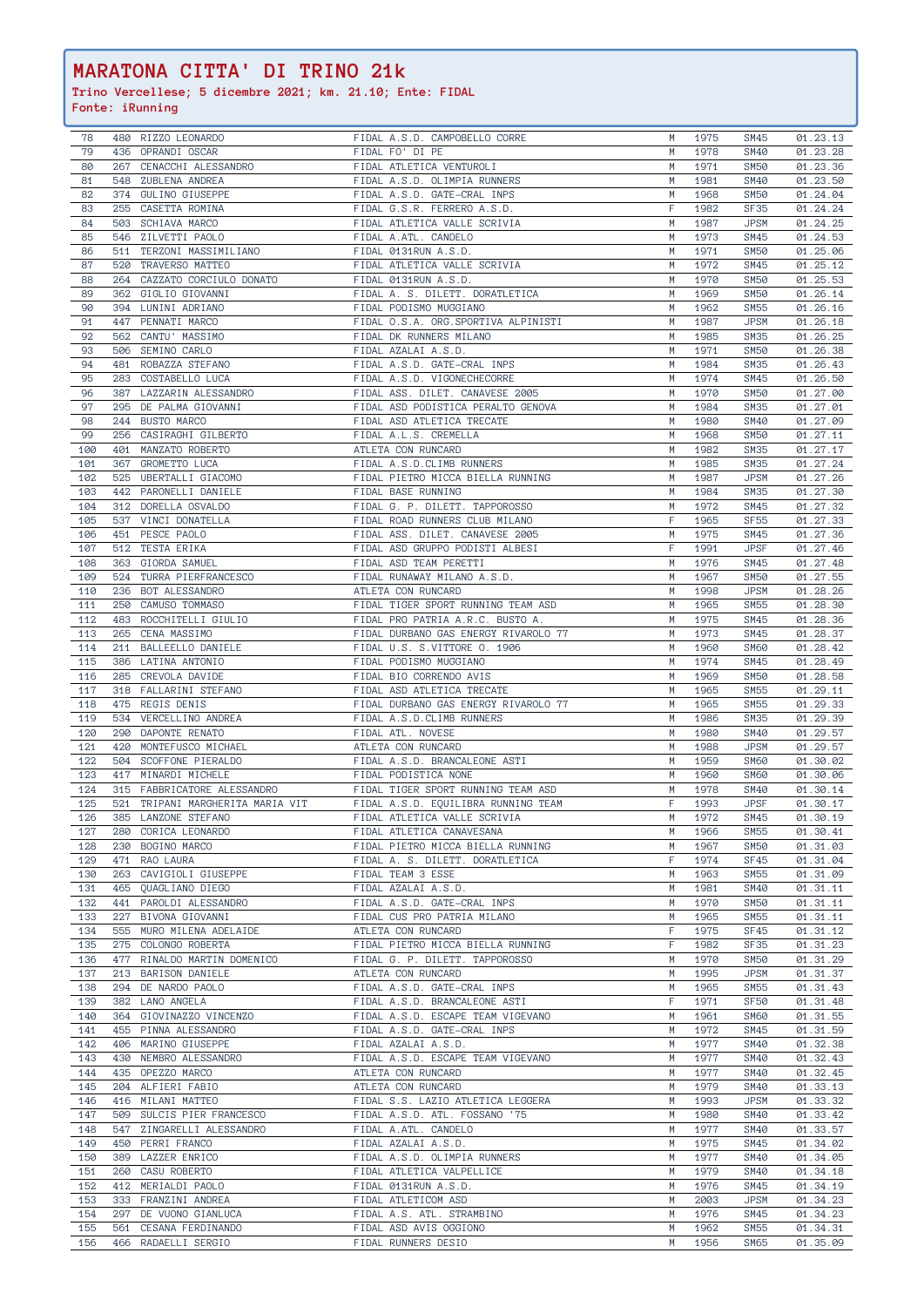## MARATONA CITTA' DI TRINO 21k

**Trino Vercellese; 5 dicembre 2021; km. 21.10; Ente: FIDAL**
**Fonte: iRunning**

| | | | | | | | |
|---|---|---|---|---|---|---|---|
| 78 | 480 | RIZZO LEONARDO | FIDAL A.S.D. CAMPOBELLO CORRE | M | 1975 | SM45 | 01.23.13 |
| 79 | 436 | OPRANDI OSCAR | FIDAL FO' DI PE | M | 1978 | SM40 | 01.23.28 |
| 80 | 267 | CENACCHI ALESSANDRO | FIDAL ATLETICA VENTUROLI | M | 1971 | SM50 | 01.23.36 |
| 81 | 548 | ZUBLENA ANDREA | FIDAL A.S.D. OLIMPIA RUNNERS | M | 1981 | SM40 | 01.23.50 |
| 82 | 374 | GULINO GIUSEPPE | FIDAL A.S.D. GATE-CRAL INPS | M | 1968 | SM50 | 01.24.04 |
| 83 | 255 | CASETTA ROMINA | FIDAL G.S.R. FERRERO A.S.D. | F | 1982 | SF35 | 01.24.24 |
| 84 | 503 | SCHIAVA MARCO | FIDAL ATLETICA VALLE SCRIVIA | M | 1987 | JPSM | 01.24.25 |
| 85 | 546 | ZILVETTI PAOLO | FIDAL A.ATL. CANDELO | M | 1973 | SM45 | 01.24.53 |
| 86 | 511 | TERZONI MASSIMILIANO | FIDAL 0131RUN A.S.D. | M | 1971 | SM50 | 01.25.06 |
| 87 | 520 | TRAVERSO MATTEO | FIDAL ATLETICA VALLE SCRIVIA | M | 1972 | SM45 | 01.25.12 |
| 88 | 264 | CAZZATO CORCIULO DONATO | FIDAL 0131RUN A.S.D. | M | 1970 | SM50 | 01.25.53 |
| 89 | 362 | GIGLIO GIOVANNI | FIDAL A. S. DILETT. DORATLETICA | M | 1969 | SM50 | 01.26.14 |
| 90 | 394 | LUNINI ADRIANO | FIDAL PODISMO MUGGIANO | M | 1962 | SM55 | 01.26.16 |
| 91 | 447 | PENNATI MARCO | FIDAL O.S.A. ORG.SPORTIVA ALPINISTI | M | 1987 | JPSM | 01.26.18 |
| 92 | 562 | CANTU' MASSIMO | FIDAL DK RUNNERS MILANO | M | 1985 | SM35 | 01.26.25 |
| 93 | 506 | SEMINO CARLO | FIDAL AZALAI A.S.D. | M | 1971 | SM50 | 01.26.38 |
| 94 | 481 | ROBAZZA STEFANO | FIDAL A.S.D. GATE-CRAL INPS | M | 1984 | SM35 | 01.26.43 |
| 95 | 283 | COSTABELLO LUCA | FIDAL A.S.D. VIGONECHECORRE | M | 1974 | SM45 | 01.26.50 |
| 96 | 387 | LAZZARIN ALESSANDRO | FIDAL ASS. DILET. CANAVESE 2005 | M | 1970 | SM50 | 01.27.00 |
| 97 | 295 | DE PALMA GIOVANNI | FIDAL ASD PODISTICA PERALTO GENOVA | M | 1984 | SM35 | 01.27.01 |
| 98 | 244 | BUSTO MARCO | FIDAL ASD ATLETICA TRECATE | M | 1980 | SM40 | 01.27.09 |
| 99 | 256 | CASIRAGHI GILBERTO | FIDAL A.L.S. CREMELLA | M | 1968 | SM50 | 01.27.11 |
| 100 | 401 | MANZATO ROBERTO | ATLETA CON RUNCARD | M | 1982 | SM35 | 01.27.17 |
| 101 | 367 | GROMETTO LUCA | FIDAL A.S.D.CLIMB RUNNERS | M | 1985 | SM35 | 01.27.24 |
| 102 | 525 | UBERTALLI GIACOMO | FIDAL PIETRO MICCA BIELLA RUNNING | M | 1987 | JPSM | 01.27.26 |
| 103 | 442 | PARONELLI DANIELE | FIDAL BASE RUNNING | M | 1984 | SM35 | 01.27.30 |
| 104 | 312 | DORELLA OSVALDO | FIDAL G. P. DILETT. TAPPOROSSO | M | 1972 | SM45 | 01.27.32 |
| 105 | 537 | VINCI DONATELLA | FIDAL ROAD RUNNERS CLUB MILANO | F | 1965 | SF55 | 01.27.33 |
| 106 | 451 | PESCE PAOLO | FIDAL ASS. DILET. CANAVESE 2005 | M | 1975 | SM45 | 01.27.36 |
| 107 | 512 | TESTA ERIKA | FIDAL ASD GRUPPO PODISTI ALBESI | F | 1991 | JPSF | 01.27.46 |
| 108 | 363 | GIORDA SAMUEL | FIDAL ASD TEAM PERETTI | M | 1976 | SM45 | 01.27.48 |
| 109 | 524 | TURRA PIERFRANCESCO | FIDAL RUNAWAY MILANO A.S.D. | M | 1967 | SM50 | 01.27.55 |
| 110 | 236 | BOT ALESSANDRO | ATLETA CON RUNCARD | M | 1998 | JPSM | 01.28.26 |
| 111 | 250 | CAMUSO TOMMASO | FIDAL TIGER SPORT RUNNING TEAM ASD | M | 1965 | SM55 | 01.28.30 |
| 112 | 483 | ROCCHITELLI GIULIO | FIDAL PRO PATRIA A.R.C. BUSTO A. | M | 1975 | SM45 | 01.28.36 |
| 113 | 265 | CENA MASSIMO | FIDAL DURBANO GAS ENERGY RIVAROLO 77 | M | 1973 | SM45 | 01.28.37 |
| 114 | 211 | BALLEELLO DANIELE | FIDAL U.S. S.VITTORE O. 1906 | M | 1960 | SM60 | 01.28.42 |
| 115 | 386 | LATINA ANTONIO | FIDAL PODISMO MUGGIANO | M | 1974 | SM45 | 01.28.49 |
| 116 | 285 | CREVOLA DAVIDE | FIDAL BIO CORRENDO AVIS | M | 1969 | SM50 | 01.28.58 |
| 117 | 318 | FALLARINI STEFANO | FIDAL ASD ATLETICA TRECATE | M | 1965 | SM55 | 01.29.11 |
| 118 | 475 | REGIS DENIS | FIDAL DURBANO GAS ENERGY RIVAROLO 77 | M | 1965 | SM55 | 01.29.33 |
| 119 | 534 | VERCELLINO ANDREA | FIDAL A.S.D.CLIMB RUNNERS | M | 1986 | SM35 | 01.29.39 |
| 120 | 290 | DAPONTE RENATO | FIDAL ATL. NOVESE | M | 1980 | SM40 | 01.29.57 |
| 121 | 420 | MONTEFUSCO MICHAEL | ATLETA CON RUNCARD | M | 1988 | JPSM | 01.29.57 |
| 122 | 504 | SCOFFONE PIERALDO | FIDAL A.S.D. BRANCALEONE ASTI | M | 1959 | SM60 | 01.30.02 |
| 123 | 417 | MINARDI MICHELE | FIDAL PODISTICA NONE | M | 1960 | SM60 | 01.30.06 |
| 124 | 315 | FABBRICATORE ALESSANDRO | FIDAL TIGER SPORT RUNNING TEAM ASD | M | 1978 | SM40 | 01.30.14 |
| 125 | 521 | TRIPANI MARGHERITA MARIA VIT | FIDAL A.S.D. EQUILIBRA RUNNING TEAM | F | 1993 | JPSF | 01.30.17 |
| 126 | 385 | LANZONE STEFANO | FIDAL ATLETICA VALLE SCRIVIA | M | 1972 | SM45 | 01.30.19 |
| 127 | 280 | CORICA LEONARDO | FIDAL ATLETICA CANAVESANA | M | 1966 | SM55 | 01.30.41 |
| 128 | 230 | BOGINO MARCO | FIDAL PIETRO MICCA BIELLA RUNNING | M | 1967 | SM50 | 01.31.03 |
| 129 | 471 | RAO LAURA | FIDAL A. S. DILETT. DORATLETICA | F | 1974 | SF45 | 01.31.04 |
| 130 | 263 | CAVIGIOLI GIUSEPPE | FIDAL TEAM 3 ESSE | M | 1963 | SM55 | 01.31.09 |
| 131 | 465 | QUAGLIANO DIEGO | FIDAL AZALAI A.S.D. | M | 1981 | SM40 | 01.31.11 |
| 132 | 441 | PAROLDI ALESSANDRO | FIDAL A.S.D. GATE-CRAL INPS | M | 1970 | SM50 | 01.31.11 |
| 133 | 227 | BIVONA GIOVANNI | FIDAL CUS PRO PATRIA MILANO | M | 1965 | SM55 | 01.31.11 |
| 134 | 555 | MURO MILENA ADELAIDE | ATLETA CON RUNCARD | F | 1975 | SF45 | 01.31.12 |
| 135 | 275 | COLONGO ROBERTA | FIDAL PIETRO MICCA BIELLA RUNNING | F | 1982 | SF35 | 01.31.23 |
| 136 | 477 | RINALDO MARTIN DOMENICO | FIDAL G. P. DILETT. TAPPOROSSO | M | 1970 | SM50 | 01.31.29 |
| 137 | 213 | BARISON DANIELE | ATLETA CON RUNCARD | M | 1995 | JPSM | 01.31.37 |
| 138 | 294 | DE NARDO PAOLO | FIDAL A.S.D. GATE-CRAL INPS | M | 1965 | SM55 | 01.31.43 |
| 139 | 382 | LANO ANGELA | FIDAL A.S.D. BRANCALEONE ASTI | F | 1971 | SF50 | 01.31.48 |
| 140 | 364 | GIOVINAZZO VINCENZO | FIDAL A.S.D. ESCAPE TEAM VIGEVANO | M | 1961 | SM60 | 01.31.55 |
| 141 | 455 | PINNA ALESSANDRO | FIDAL A.S.D. GATE-CRAL INPS | M | 1972 | SM45 | 01.31.59 |
| 142 | 406 | MARINO GIUSEPPE | FIDAL AZALAI A.S.D. | M | 1977 | SM40 | 01.32.38 |
| 143 | 430 | NEMBRO ALESSANDRO | FIDAL A.S.D. ESCAPE TEAM VIGEVANO | M | 1977 | SM40 | 01.32.43 |
| 144 | 435 | OPEZZO MARCO | ATLETA CON RUNCARD | M | 1977 | SM40 | 01.32.45 |
| 145 | 204 | ALFIERI FABIO | ATLETA CON RUNCARD | M | 1979 | SM40 | 01.33.13 |
| 146 | 416 | MILANI MATTEO | FIDAL S.S. LAZIO ATLETICA LEGGERA | M | 1993 | JPSM | 01.33.32 |
| 147 | 509 | SULCIS PIER FRANCESCO | FIDAL A.S.D. ATL. FOSSANO '75 | M | 1980 | SM40 | 01.33.42 |
| 148 | 547 | ZINGARELLI ALESSANDRO | FIDAL A.ATL. CANDELO | M | 1977 | SM40 | 01.33.57 |
| 149 | 450 | PERRI FRANCO | FIDAL AZALAI A.S.D. | M | 1975 | SM45 | 01.34.02 |
| 150 | 389 | LAZZER ENRICO | FIDAL A.S.D. OLIMPIA RUNNERS | M | 1977 | SM40 | 01.34.05 |
| 151 | 260 | CASU ROBERTO | FIDAL ATLETICA VALPELLICE | M | 1979 | SM40 | 01.34.18 |
| 152 | 412 | MERIALDI PAOLO | FIDAL 0131RUN A.S.D. | M | 1976 | SM45 | 01.34.19 |
| 153 | 333 | FRANZINI ANDREA | FIDAL ATLETICOM ASD | M | 2003 | JPSM | 01.34.23 |
| 154 | 297 | DE VUONO GIANLUCA | FIDAL A.S. ATL. STRAMBINO | M | 1976 | SM45 | 01.34.23 |
| 155 | 561 | CESANA FERDINANDO | FIDAL ASD AVIS OGGIONO | M | 1962 | SM55 | 01.34.31 |
| 156 | 466 | RADAELLI SERGIO | FIDAL RUNNERS DESIO | M | 1956 | SM65 | 01.35.09 |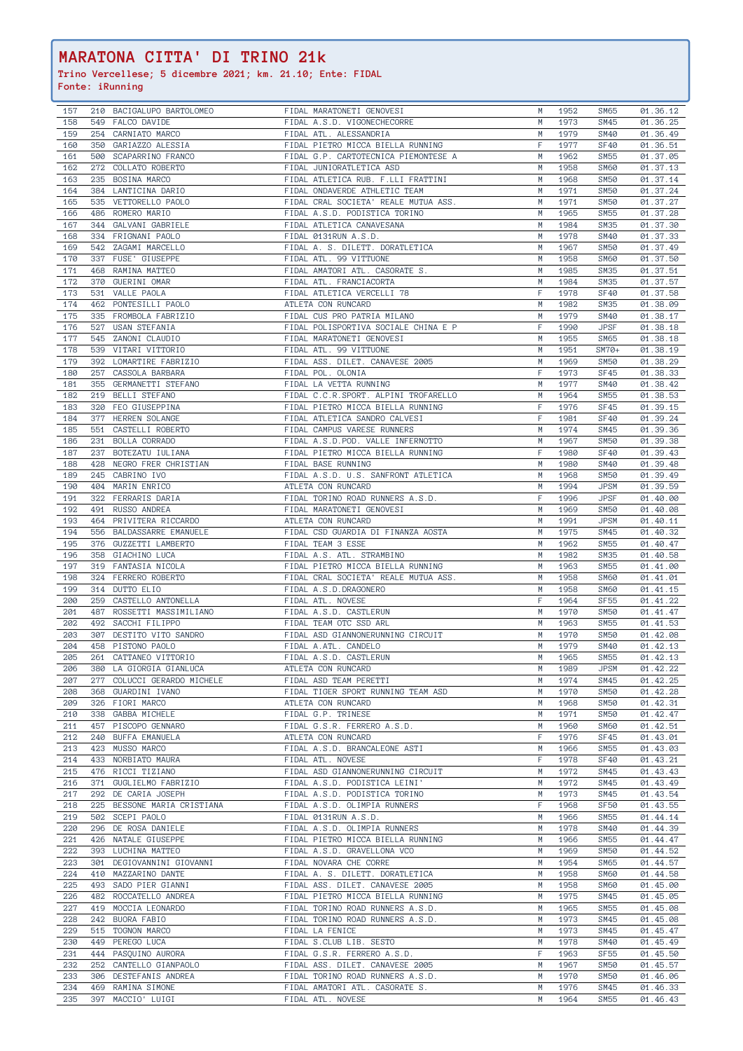# MARATONA CITTA' DI TRINO 21k

**Trino Vercellese; 5 dicembre 2021; km. 21.10; Ente: FIDAL**

**Fonte: iRunning**

| | | | | | | | |
|---|---|---|---|---|---|---|---|
| 157 | 210 | BACIGALUPO BARTOLOMEO | FIDAL MARATONETI GENOVESI | M | 1952 | SM65 | 01.36.12 |
| 158 | 549 | FALCO DAVIDE | FIDAL A.S.D. VIGONECHECORRE | M | 1973 | SM45 | 01.36.25 |
| 159 | 254 | CARNIATO MARCO | FIDAL ATL. ALESSANDRIA | M | 1979 | SM40 | 01.36.49 |
| 160 | 350 | GARIAZZO ALESSIA | FIDAL PIETRO MICCA BIELLA RUNNING | F | 1977 | SF40 | 01.36.51 |
| 161 | 500 | SCAPARRINO FRANCO | FIDAL G.P. CARTOTECNICA PIEMONTESE A | M | 1962 | SM55 | 01.37.05 |
| 162 | 272 | COLLATO ROBERTO | FIDAL JUNIORATLETICA ASD | M | 1958 | SM60 | 01.37.13 |
| 163 | 235 | BOSINA MARCO | FIDAL ATLETICA RUB. F.LLI FRATTINI | M | 1968 | SM50 | 01.37.14 |
| 164 | 384 | LANTICINA DARIO | FIDAL ONDAVERDE ATHLETIC TEAM | M | 1971 | SM50 | 01.37.24 |
| 165 | 535 | VETTORELLO PAOLO | FIDAL CRAL SOCIETA' REALE MUTUA ASS. | M | 1971 | SM50 | 01.37.27 |
| 166 | 486 | ROMERO MARIO | FIDAL A.S.D. PODISTICA TORINO | M | 1965 | SM55 | 01.37.28 |
| 167 | 344 | GALVANI GABRIELE | FIDAL ATLETICA CANAVESANA | M | 1984 | SM35 | 01.37.30 |
| 168 | 334 | FRIGNANI PAOLO | FIDAL 0131RUN A.S.D. | M | 1978 | SM40 | 01.37.33 |
| 169 | 542 | ZAGAMI MARCELLO | FIDAL A. S. DILETT. DORATLETICA | M | 1967 | SM50 | 01.37.49 |
| 170 | 337 | FUSE' GIUSEPPE | FIDAL ATL. 99 VITTUONE | M | 1958 | SM60 | 01.37.50 |
| 171 | 468 | RAMINA MATTEO | FIDAL AMATORI ATL. CASORATE S. | M | 1985 | SM35 | 01.37.51 |
| 172 | 370 | GUERINI OMAR | FIDAL ATL. FRANCIACORTA | M | 1984 | SM35 | 01.37.57 |
| 173 | 531 | VALLE PAOLA | FIDAL ATLETICA VERCELLI 78 | F | 1978 | SF40 | 01.37.58 |
| 174 | 462 | PONTESILLI PAOLO | ATLETA CON RUNCARD | M | 1982 | SM35 | 01.38.09 |
| 175 | 335 | FROMBOLA FABRIZIO | FIDAL CUS PRO PATRIA MILANO | M | 1979 | SM40 | 01.38.17 |
| 176 | 527 | USAN STEFANIA | FIDAL POLISPORTIVA SOCIALE CHINA E P | F | 1990 | JPSF | 01.38.18 |
| 177 | 545 | ZANONI CLAUDIO | FIDAL MARATONETI GENOVESI | M | 1955 | SM65 | 01.38.18 |
| 178 | 539 | VITARI VITTORIO | FIDAL ATL. 99 VITTUONE | M | 1951 | SM70+ | 01.38.19 |
| 179 | 392 | LOMARTIRE FABRIZIO | FIDAL ASS. DILET. CANAVESE 2005 | M | 1969 | SM50 | 01.38.29 |
| 180 | 257 | CASSOLA BARBARA | FIDAL POL. OLONIA | F | 1973 | SF45 | 01.38.33 |
| 181 | 355 | GERMANETTI STEFANO | FIDAL LA VETTA RUNNING | M | 1977 | SM40 | 01.38.42 |
| 182 | 219 | BELLI STEFANO | FIDAL C.C.R.SPORT. ALPINI TROFARELLO | M | 1964 | SM55 | 01.38.53 |
| 183 | 320 | FEO GIUSEPPINA | FIDAL PIETRO MICCA BIELLA RUNNING | F | 1976 | SF45 | 01.39.15 |
| 184 | 377 | HERREN SOLANGE | FIDAL ATLETICA SANDRO CALVESI | F | 1981 | SF40 | 01.39.24 |
| 185 | 551 | CASTELLI ROBERTO | FIDAL CAMPUS VARESE RUNNERS | M | 1974 | SM45 | 01.39.36 |
| 186 | 231 | BOLLA CORRADO | FIDAL A.S.D.POD. VALLE INFERNOTTO | M | 1967 | SM50 | 01.39.38 |
| 187 | 237 | BOTEZATU IULIANA | FIDAL PIETRO MICCA BIELLA RUNNING | F | 1980 | SF40 | 01.39.43 |
| 188 | 428 | NEGRO FRER CHRISTIAN | FIDAL BASE RUNNING | M | 1980 | SM40 | 01.39.48 |
| 189 | 245 | CABRINO IVO | FIDAL A.S.D. U.S. SANFRONT ATLETICA | M | 1968 | SM50 | 01.39.49 |
| 190 | 404 | MARIN ENRICO | ATLETA CON RUNCARD | M | 1994 | JPSM | 01.39.59 |
| 191 | 322 | FERRARIS DARIA | FIDAL TORINO ROAD RUNNERS A.S.D. | F | 1996 | JPSF | 01.40.00 |
| 192 | 491 | RUSSO ANDREA | FIDAL MARATONETI GENOVESI | M | 1969 | SM50 | 01.40.08 |
| 193 | 464 | PRIVITERA RICCARDO | ATLETA CON RUNCARD | M | 1991 | JPSM | 01.40.11 |
| 194 | 556 | BALDASSARRE EMANUELE | FIDAL CSD GUARDIA DI FINANZA AOSTA | M | 1975 | SM45 | 01.40.32 |
| 195 | 376 | GUZZETTI LAMBERTO | FIDAL TEAM 3 ESSE | M | 1962 | SM55 | 01.40.47 |
| 196 | 358 | GIACHINO LUCA | FIDAL A.S. ATL. STRAMBINO | M | 1982 | SM35 | 01.40.58 |
| 197 | 319 | FANTASIA NICOLA | FIDAL PIETRO MICCA BIELLA RUNNING | M | 1963 | SM55 | 01.41.00 |
| 198 | 324 | FERRERO ROBERTO | FIDAL CRAL SOCIETA' REALE MUTUA ASS. | M | 1958 | SM60 | 01.41.01 |
| 199 | 314 | DUTTO ELIO | FIDAL A.S.D.DRAGONERO | M | 1958 | SM60 | 01.41.15 |
| 200 | 259 | CASTELLO ANTONELLA | FIDAL ATL. NOVESE | F | 1964 | SF55 | 01.41.22 |
| 201 | 487 | ROSSETTI MASSIMILIANO | FIDAL A.S.D. CASTLERUN | M | 1970 | SM50 | 01.41.47 |
| 202 | 492 | SACCHI FILIPPO | FIDAL TEAM OTC SSD ARL | M | 1963 | SM55 | 01.41.53 |
| 203 | 307 | DESTITO VITO SANDRO | FIDAL ASD GIANNONERUNNING CIRCUIT | M | 1970 | SM50 | 01.42.08 |
| 204 | 458 | PISTONO PAOLO | FIDAL A.ATL. CANDELO | M | 1979 | SM40 | 01.42.13 |
| 205 | 261 | CATTANEO VITTORIO | FIDAL A.S.D. CASTLERUN | M | 1965 | SM55 | 01.42.13 |
| 206 | 380 | LA GIORGIA GIANLUCA | ATLETA CON RUNCARD | M | 1989 | JPSM | 01.42.22 |
| 207 | 277 | COLUCCI GERARDO MICHELE | FIDAL ASD TEAM PERETTI | M | 1974 | SM45 | 01.42.25 |
| 208 | 368 | GUARDINI IVANO | FIDAL TIGER SPORT RUNNING TEAM ASD | M | 1970 | SM50 | 01.42.28 |
| 209 | 326 | FIORI MARCO | ATLETA CON RUNCARD | M | 1968 | SM50 | 01.42.31 |
| 210 | 338 | GABBA MICHELE | FIDAL G.P. TRINESE | M | 1971 | SM50 | 01.42.47 |
| 211 | 457 | PISCOPO GENNARO | FIDAL G.S.R. FERRERO A.S.D. | M | 1960 | SM60 | 01.42.51 |
| 212 | 240 | BUFFA EMANUELA | ATLETA CON RUNCARD | F | 1976 | SF45 | 01.43.01 |
| 213 | 423 | MUSSO MARCO | FIDAL A.S.D. BRANCALEONE ASTI | M | 1966 | SM55 | 01.43.03 |
| 214 | 433 | NORBIATO MAURA | FIDAL ATL. NOVESE | F | 1978 | SF40 | 01.43.21 |
| 215 | 476 | RICCI TIZIANO | FIDAL ASD GIANNONERUNNING CIRCUIT | M | 1972 | SM45 | 01.43.43 |
| 216 | 371 | GUGLIELMO FABRIZIO | FIDAL A.S.D. PODISTICA LEINI' | M | 1972 | SM45 | 01.43.49 |
| 217 | 292 | DE CARIA JOSEPH | FIDAL A.S.D. PODISTICA TORINO | M | 1973 | SM45 | 01.43.54 |
| 218 | 225 | BESSONE MARIA CRISTIANA | FIDAL A.S.D. OLIMPIA RUNNERS | F | 1968 | SF50 | 01.43.55 |
| 219 | 502 | SCEPI PAOLO | FIDAL 0131RUN A.S.D. | M | 1966 | SM55 | 01.44.14 |
| 220 | 296 | DE ROSA DANIELE | FIDAL A.S.D. OLIMPIA RUNNERS | M | 1978 | SM40 | 01.44.39 |
| 221 | 426 | NATALE GIUSEPPE | FIDAL PIETRO MICCA BIELLA RUNNING | M | 1966 | SM55 | 01.44.47 |
| 222 | 393 | LUCHINA MATTEO | FIDAL A.S.D. GRAVELLONA VCO | M | 1969 | SM50 | 01.44.52 |
| 223 | 301 | DEGIOVANNINI GIOVANNI | FIDAL NOVARA CHE CORRE | M | 1954 | SM65 | 01.44.57 |
| 224 | 410 | MAZZARINO DANTE | FIDAL A. S. DILETT. DORATLETICA | M | 1958 | SM60 | 01.44.58 |
| 225 | 493 | SADO PIER GIANNI | FIDAL ASS. DILET. CANAVESE 2005 | M | 1958 | SM60 | 01.45.00 |
| 226 | 482 | ROCCATELLO ANDREA | FIDAL PIETRO MICCA BIELLA RUNNING | M | 1975 | SM45 | 01.45.05 |
| 227 | 419 | MOCCIA LEONARDO | FIDAL TORINO ROAD RUNNERS A.S.D. | M | 1965 | SM55 | 01.45.08 |
| 228 | 242 | BUORA FABIO | FIDAL TORINO ROAD RUNNERS A.S.D. | M | 1973 | SM45 | 01.45.08 |
| 229 | 515 | TOGNON MARCO | FIDAL LA FENICE | M | 1973 | SM45 | 01.45.47 |
| 230 | 449 | PEREGO LUCA | FIDAL S.CLUB LIB. SESTO | M | 1978 | SM40 | 01.45.49 |
| 231 | 444 | PASQUINO AURORA | FIDAL G.S.R. FERRERO A.S.D. | F | 1963 | SF55 | 01.45.50 |
| 232 | 252 | CANTELLO GIANPAOLO | FIDAL ASS. DILET. CANAVESE 2005 | M | 1967 | SM50 | 01.45.57 |
| 233 | 306 | DESTEFANIS ANDREA | FIDAL TORINO ROAD RUNNERS A.S.D. | M | 1970 | SM50 | 01.46.06 |
| 234 | 469 | RAMINA SIMONE | FIDAL AMATORI ATL. CASORATE S. | M | 1976 | SM45 | 01.46.33 |
| 235 | 397 | MACCIO' LUIGI | FIDAL ATL. NOVESE | M | 1964 | SM55 | 01.46.43 |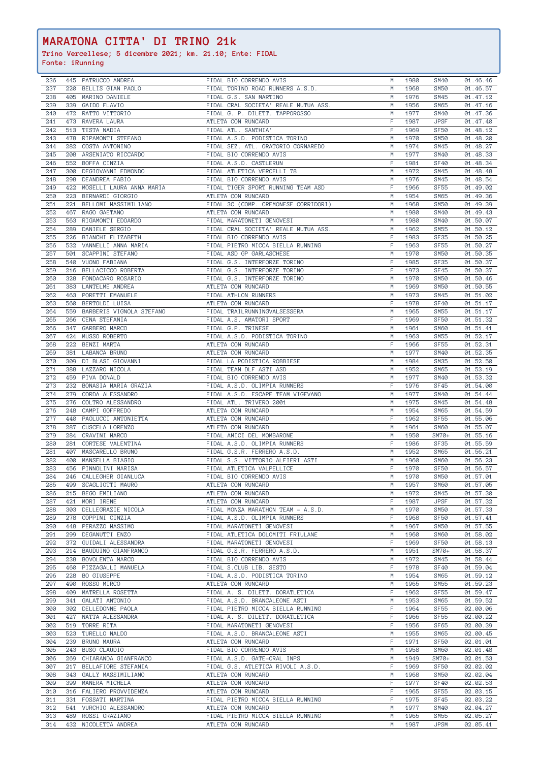# MARATONA CITTA' DI TRINO 21k

**Trino Vercellese; 5 dicembre 2021; km. 21.10; Ente: FIDAL**

**Fonte: iRunning**

| | | | | | | | |
|---|---|---|---|---|---|---|---|
| 236 | 445 | PATRUCCO ANDREA | FIDAL BIO CORRENDO AVIS | M | 1980 | SM40 | 01.46.46 |
| 237 | 220 | BELLIS GIAN PAOLO | FIDAL TORINO ROAD RUNNERS A.S.D. | M | 1968 | SM50 | 01.46.57 |
| 238 | 405 | MARINO DANIELE | FIDAL G.S. SAN MARTINO | M | 1976 | SM45 | 01.47.12 |
| 239 | 339 | GAIDO FLAVIO | FIDAL CRAL SOCIETA' REALE MUTUA ASS. | M | 1956 | SM65 | 01.47.16 |
| 240 | 472 | RATTO VITTORIO | FIDAL G. P. DILETT. TAPPOROSSO | M | 1977 | SM40 | 01.47.36 |
| 241 | 473 | RAVERA LAURA | ATLETA CON RUNCARD | F | 1987 | JPSF | 01.47.40 |
| 242 | 513 | TESTA NADIA | FIDAL ATL. SANTHIA' | F | 1969 | SF50 | 01.48.12 |
| 243 | 478 | RIPAMONTI STEFANO | FIDAL A.S.D. PODISTICA TORINO | M | 1970 | SM50 | 01.48.20 |
| 244 | 282 | COSTA ANTONINO | FIDAL SEZ. ATL. ORATORIO CORNAREDO | M | 1974 | SM45 | 01.48.27 |
| 245 | 208 | ARSENIATO RICCARDO | FIDAL BIO CORRENDO AVIS | M | 1977 | SM40 | 01.48.33 |
| 246 | 552 | BOFFA CINZIA | FIDAL A.S.D. CASTLERUN | F | 1981 | SF40 | 01.48.34 |
| 247 | 300 | DEGIOVANNI EDMONDO | FIDAL ATLETICA VERCELLI 78 | M | 1972 | SM45 | 01.48.48 |
| 248 | 298 | DEANDREA FABIO | FIDAL BIO CORRENDO AVIS | M | 1976 | SM45 | 01.48.54 |
| 249 | 422 | MOSELLI LAURA ANNA MARIA | FIDAL TIGER SPORT RUNNING TEAM ASD | F | 1966 | SF55 | 01.49.02 |
| 250 | 223 | BERNARDI GIORGIO | ATLETA CON RUNCARD | M | 1954 | SM65 | 01.49.36 |
| 251 | 221 | BELLOMI MASSIMILIANO | FIDAL 3C (COMP. CREMONESE CORRIDORI) | M | 1968 | SM50 | 01.49.39 |
| 252 | 467 | RAGO GAETANO | ATLETA CON RUNCARD | M | 1980 | SM40 | 01.49.43 |
| 253 | 563 | RIGAMONTI EDOARDO | FIDAL MARATONETI GENOVESI | M | 1980 | SM40 | 01.50.07 |
| 254 | 289 | DANIELE SERGIO | FIDAL CRAL SOCIETA' REALE MUTUA ASS. | M | 1962 | SM55 | 01.50.12 |
| 255 | 226 | BIANCHI ELIZABETH | FIDAL BIO CORRENDO AVIS | F | 1983 | SF35 | 01.50.25 |
| 256 | 532 | VANNELLI ANNA MARIA | FIDAL PIETRO MICCA BIELLA RUNNING | F | 1963 | SF55 | 01.50.27 |
| 257 | 501 | SCAPPINI STEFANO | FIDAL ASD GP GARLASCHESE | M | 1970 | SM50 | 01.50.35 |
| 258 | 540 | VUONO FABIANA | FIDAL G.S. INTERFORZE TORINO | F | 1985 | SF35 | 01.50.37 |
| 259 | 216 | BELLACICCO ROBERTA | FIDAL G.S. INTERFORZE TORINO | F | 1973 | SF45 | 01.50.37 |
| 260 | 328 | FONDACARO ROSARIO | FIDAL G.S. INTERFORZE TORINO | M | 1970 | SM50 | 01.50.46 |
| 261 | 383 | LANTELME ANDREA | ATLETA CON RUNCARD | M | 1969 | SM50 | 01.50.55 |
| 262 | 463 | PORETTI EMANUELE | FIDAL ATHLON RUNNERS | M | 1973 | SM45 | 01.51.02 |
| 263 | 560 | BERTOLDI LUISA | ATLETA CON RUNCARD | F | 1978 | SF40 | 01.51.17 |
| 264 | 559 | BARBERIS VIGNOLA STEFANO | FIDAL TRAILRUNNINGVALSESSERA | M | 1965 | SM55 | 01.51.17 |
| 265 | 266 | CENA STEFANIA | FIDAL A.S. AMATORI SPORT | F | 1969 | SF50 | 01.51.32 |
| 266 | 347 | GARBERO MARCO | FIDAL G.P. TRINESE | M | 1961 | SM60 | 01.51.41 |
| 267 | 424 | MUSSO ROBERTO | FIDAL A.S.D. PODISTICA TORINO | M | 1963 | SM55 | 01.52.17 |
| 268 | 222 | BENZI MARTA | ATLETA CON RUNCARD | F | 1966 | SF55 | 01.52.31 |
| 269 | 381 | LABANCA BRUNO | ATLETA CON RUNCARD | M | 1977 | SM40 | 01.52.35 |
| 270 | 309 | DI BLASI GIOVANNI | FIDAL LA PODISTICA ROBBIESE | M | 1984 | SM35 | 01.52.50 |
| 271 | 388 | LAZZARO NICOLA | FIDAL TEAM DLF ASTI ASD | M | 1952 | SM65 | 01.53.19 |
| 272 | 459 | PIVA DONALD | FIDAL BIO CORRENDO AVIS | M | 1977 | SM40 | 01.53.32 |
| 273 | 232 | BONASIA MARIA GRAZIA | FIDAL A.S.D. OLIMPIA RUNNERS | F | 1976 | SF45 | 01.54.00 |
| 274 | 279 | CORDA ALESSANDRO | FIDAL A.S.D. ESCAPE TEAM VIGEVANO | M | 1977 | SM40 | 01.54.44 |
| 275 | 276 | COLTRO ALESSANDRO | FIDAL ATL. TRIVERO 2001 | M | 1975 | SM45 | 01.54.48 |
| 276 | 248 | CAMPI GOFFREDO | ATLETA CON RUNCARD | M | 1954 | SM65 | 01.54.59 |
| 277 | 440 | PAOLUCCI ANTONIETTA | ATLETA CON RUNCARD | F | 1962 | SF55 | 01.55.06 |
| 278 | 287 | CUSCELA LORENZO | ATLETA CON RUNCARD | M | 1961 | SM60 | 01.55.07 |
| 279 | 284 | CRAVINI MARCO | FIDAL AMICI DEL MOMBARONE | M | 1950 | SM70+ | 01.55.16 |
| 280 | 281 | CORTESE VALENTINA | FIDAL A.S.D. OLIMPIA RUNNERS | F | 1986 | SF35 | 01.55.59 |
| 281 | 407 | MASCARELLO BRUNO | FIDAL G.S.R. FERRERO A.S.D. | M | 1952 | SM65 | 01.56.21 |
| 282 | 400 | MANSELLA BIAGIO | FIDAL S.S. VITTORIO ALFIERI ASTI | M | 1960 | SM60 | 01.56.23 |
| 283 | 456 | PINNOLINI MARISA | FIDAL ATLETICA VALPELLICE | F | 1970 | SF50 | 01.56.57 |
| 284 | 246 | CALLEGHER GIANLUCA | FIDAL BIO CORRENDO AVIS | M | 1970 | SM50 | 01.57.01 |
| 285 | 499 | SCAGLIOTTI MAURO | ATLETA CON RUNCARD | M | 1957 | SM60 | 01.57.05 |
| 286 | 215 | BEGO EMILIANO | ATLETA CON RUNCARD | M | 1972 | SM45 | 01.57.30 |
| 287 | 421 | MORI IRENE | ATLETA CON RUNCARD | F | 1987 | JPSF | 01.57.32 |
| 288 | 303 | DELLEGRAZIE NICOLA | FIDAL MONZA MARATHON TEAM - A.S.D. | M | 1970 | SM50 | 01.57.33 |
| 289 | 278 | COPPINI CINZIA | FIDAL A.S.D. OLIMPIA RUNNERS | F | 1968 | SF50 | 01.57.41 |
| 290 | 448 | PERAZZO MASSIMO | FIDAL MARATONETI GENOVESI | M | 1967 | SM50 | 01.57.55 |
| 291 | 299 | DEGANUTTI ENZO | FIDAL ATLETICA DOLOMITI FRIULANE | M | 1960 | SM60 | 01.58.02 |
| 292 | 372 | GUIDALI ALESSANDRA | FIDAL MARATONETI GENOVESI | F | 1969 | SF50 | 01.58.13 |
| 293 | 214 | BAUDUINO GIANFRANCO | FIDAL G.S.R. FERRERO A.S.D. | M | 1951 | SM70+ | 01.58.37 |
| 294 | 238 | BOVOLENTA MARCO | FIDAL BIO CORRENDO AVIS | M | 1972 | SM45 | 01.58.44 |
| 295 | 460 | PIZZAGALLI MANUELA | FIDAL S.CLUB LIB. SESTO | F | 1978 | SF40 | 01.59.04 |
| 296 | 228 | BO GIUSEPPE | FIDAL A.S.D. PODISTICA TORINO | M | 1954 | SM65 | 01.59.12 |
| 297 | 490 | ROSSO MIRCO | ATLETA CON RUNCARD | M | 1965 | SM55 | 01.59.23 |
| 298 | 409 | MATRELLA ROSETTA | FIDAL A. S. DILETT. DORATLETICA | F | 1962 | SF55 | 01.59.47 |
| 299 | 341 | GALATI ANTONIO | FIDAL A.S.D. BRANCALEONE ASTI | M | 1953 | SM65 | 01.59.52 |
| 300 | 302 | DELLEDONNE PAOLA | FIDAL PIETRO MICCA BIELLA RUNNING | F | 1964 | SF55 | 02.00.06 |
| 301 | 427 | NATTA ALESSANDRA | FIDAL A. S. DILETT. DORATLETICA | F | 1966 | SF55 | 02.00.22 |
| 302 | 519 | TORRE RITA | FIDAL MARATONETI GENOVESI | F | 1956 | SF65 | 02.00.39 |
| 303 | 523 | TURELLO NALDO | FIDAL A.S.D. BRANCALEONE ASTI | M | 1955 | SM65 | 02.00.45 |
| 304 | 239 | BRUNO MAURA | ATLETA CON RUNCARD | F | 1971 | SF50 | 02.01.01 |
| 305 | 243 | BUSO CLAUDIO | FIDAL BIO CORRENDO AVIS | M | 1958 | SM60 | 02.01.48 |
| 306 | 269 | CHIARANDA GIANFRANCO | FIDAL A.S.D. GATE-CRAL INPS | M | 1949 | SM70+ | 02.01.53 |
| 307 | 217 | BELLAFIORE STEFANIA | FIDAL G.S. ATLETICA RIVOLI A.S.D. | F | 1969 | SF50 | 02.02.02 |
| 308 | 343 | GALLY MASSIMILIANO | ATLETA CON RUNCARD | M | 1968 | SM50 | 02.02.04 |
| 309 | 399 | MANERA MICHELA | ATLETA CON RUNCARD | F | 1977 | SF40 | 02.02.53 |
| 310 | 316 | FALIERO PROVVIDENZA | ATLETA CON RUNCARD | F | 1965 | SF55 | 02.03.15 |
| 311 | 331 | FOSSATI MARTINA | FIDAL PIETRO MICCA BIELLA RUNNING | F | 1975 | SF45 | 02.03.22 |
| 312 | 541 | VURCHIO ALESSANDRO | ATLETA CON RUNCARD | M | 1977 | SM40 | 02.04.27 |
| 313 | 489 | ROSSI GRAZIANO | FIDAL PIETRO MICCA BIELLA RUNNING | M | 1965 | SM55 | 02.05.27 |
| 314 | 432 | NICOLETTA ANDREA | ATLETA CON RUNCARD | M | 1987 | JPSM | 02.05.41 |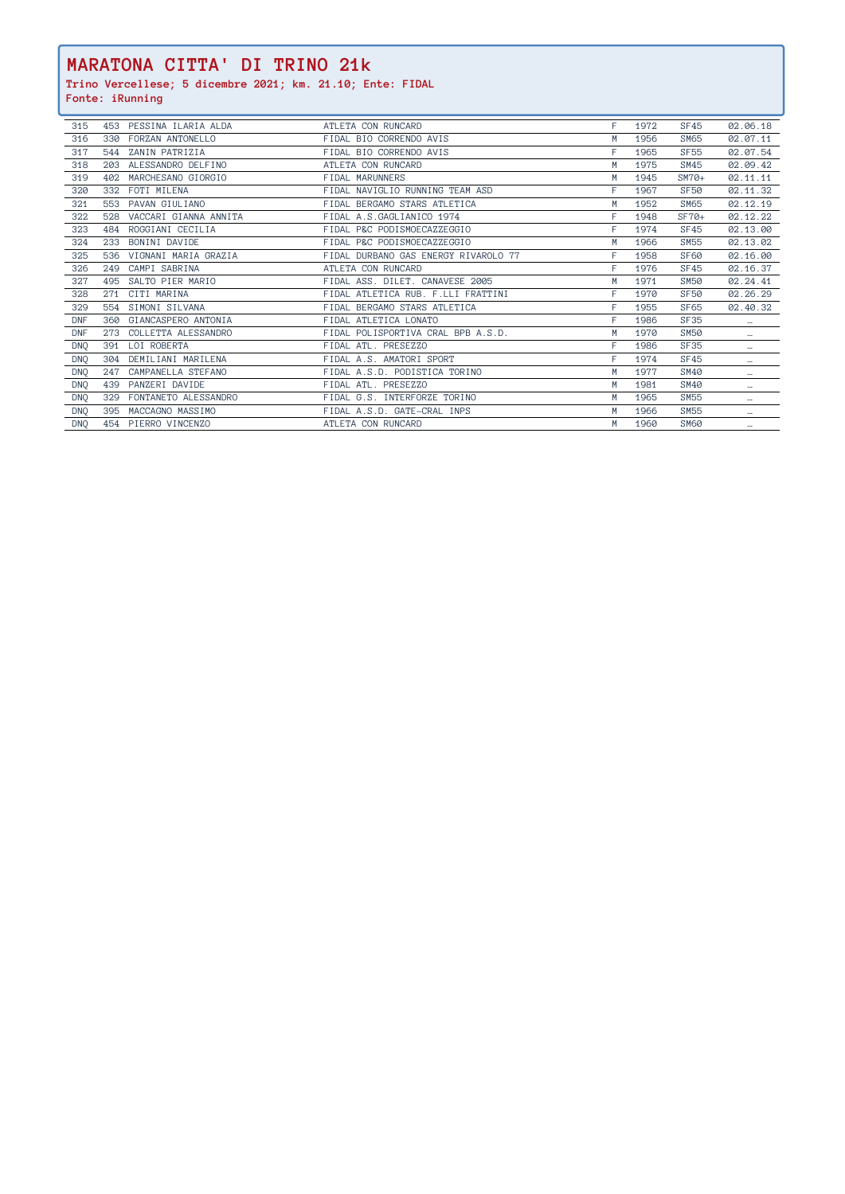# MARATONA CITTA' DI TRINO 21k

**Trino Vercellese; 5 dicembre 2021; km. 21.10; Ente: FIDAL**

**Fonte: iRunning**

| | | | | | | | |
|---|---|---|---|---|---|---|---|
| 315 | 453 | PESSINA ILARIA ALDA | ATLETA CON RUNCARD | F | 1972 | SF45 | 02.06.18 |
| 316 | 330 | FORZAN ANTONELLO | FIDAL BIO CORRENDO AVIS | M | 1956 | SM65 | 02.07.11 |
| 317 | 544 | ZANIN PATRIZIA | FIDAL BIO CORRENDO AVIS | F | 1965 | SF55 | 02.07.54 |
| 318 | 203 | ALESSANDRO DELFINO | ATLETA CON RUNCARD | M | 1975 | SM45 | 02.09.42 |
| 319 | 402 | MARCHESANO GIORGIO | FIDAL MARUNNERS | M | 1945 | SM70+ | 02.11.11 |
| 320 | 332 | FOTI MILENA | FIDAL NAVIGLIO RUNNING TEAM ASD | F | 1967 | SF50 | 02.11.32 |
| 321 | 553 | PAVAN GIULIANO | FIDAL BERGAMO STARS ATLETICA | M | 1952 | SM65 | 02.12.19 |
| 322 | 528 | VACCARI GIANNA ANNITA | FIDAL A.S.GAGLIANICO 1974 | F | 1948 | SF70+ | 02.12.22 |
| 323 | 484 | ROGGIANI CECILIA | FIDAL P&C PODISMOECAZZEGGIO | F | 1974 | SF45 | 02.13.00 |
| 324 | 233 | BONINI DAVIDE | FIDAL P&C PODISMOECAZZEGGIO | M | 1966 | SM55 | 02.13.02 |
| 325 | 536 | VIGNANI MARIA GRAZIA | FIDAL DURBANO GAS ENERGY RIVAROLO 77 | F | 1958 | SF60 | 02.16.00 |
| 326 | 249 | CAMPI SABRINA | ATLETA CON RUNCARD | F | 1976 | SF45 | 02.16.37 |
| 327 | 495 | SALTO PIER MARIO | FIDAL ASS. DILET. CANAVESE 2005 | M | 1971 | SM50 | 02.24.41 |
| 328 | 271 | CITI MARINA | FIDAL ATLETICA RUB. F.LLI FRATTINI | F | 1970 | SF50 | 02.26.29 |
| 329 | 554 | SIMONI SILVANA | FIDAL BERGAMO STARS ATLETICA | F | 1955 | SF65 | 02.40.32 |
| DNF | 360 | GIANCASPERO ANTONIA | FIDAL ATLETICA LONATO | F | 1986 | SF35 | … |
| DNF | 273 | COLLETTA ALESSANDRO | FIDAL POLISPORTIVA CRAL BPB A.S.D. | M | 1970 | SM50 | … |
| DNQ | 391 | LOI ROBERTA | FIDAL ATL. PRESEZZO | F | 1986 | SF35 | … |
| DNQ | 304 | DEMILIANI MARILENA | FIDAL A.S. AMATORI SPORT | F | 1974 | SF45 | … |
| DNQ | 247 | CAMPANELLA STEFANO | FIDAL A.S.D. PODISTICA TORINO | M | 1977 | SM40 | … |
| DNQ | 439 | PANZERI DAVIDE | FIDAL ATL. PRESEZZO | M | 1981 | SM40 | … |
| DNQ | 329 | FONTANETO ALESSANDRO | FIDAL G.S. INTERFORZE TORINO | M | 1965 | SM55 | … |
| DNQ | 395 | MACCAGNO MASSIMO | FIDAL A.S.D. GATE-CRAL INPS | M | 1966 | SM55 | … |
| DNQ | 454 | PIERRO VINCENZO | ATLETA CON RUNCARD | M | 1960 | SM60 | … |